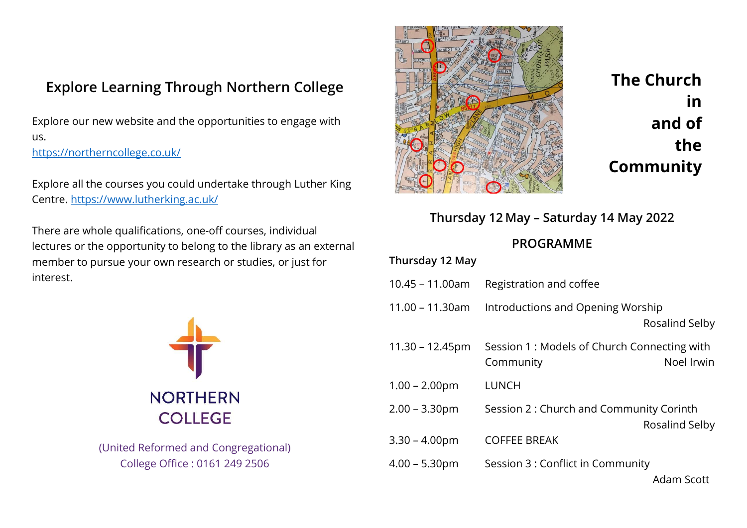## Explore Learning Through Northern College

Explore our new website and the opportunities to engage with us.
https://northerncollege.co.uk/

Explore all the courses you could undertake through Luther King Centre. https://www.lutherking.ac.uk/

There are whole qualifications, one-off courses, individual lectures or the opportunity to belong to the library as an external member to pursue your own research or studies, or just for interest.

NORTHERN COLLEGE

(United Reformed and Congregational)
College Office : 0161 249 2506

# The Church in and of the Community

### Thursday 12 May – Saturday 14 May 2022

### PROGRAMME

**Thursday 12 May**

| | |
|---|---|
| 10.45 – 11.00am | Registration and coffee |
| 11.00 – 11.30am | Introductions and Opening Worship — Rosalind Selby |
| 11.30 – 12.45pm | Session 1 : Models of Church Connecting with Community — Noel Irwin |
| 1.00 – 2.00pm | LUNCH |
| 2.00 – 3.30pm | Session 2 : Church and Community Corinth — Rosalind Selby |
| 3.30 – 4.00pm | COFFEE BREAK |
| 4.00 – 5.30pm | Session 3 : Conflict in Community — Adam Scott |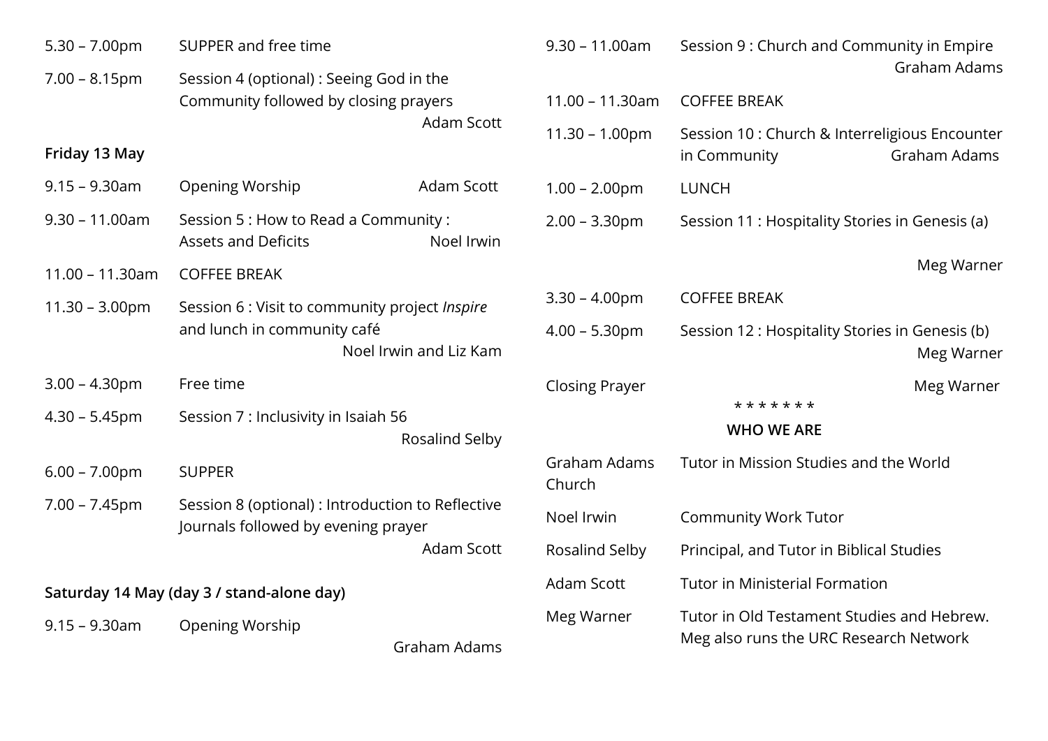| | | |
|---|---|---|
| 5.30 – 7.00pm | SUPPER and free time | |
| 7.00 – 8.15pm | Session 4 (optional) : Seeing God in the Community followed by closing prayers | Adam Scott |

**Friday 13 May**

| | | |
|---|---|---|
| 9.15 – 9.30am | Opening Worship | Adam Scott |
| 9.30 – 11.00am | Session 5 : How to Read a Community : Assets and Deficits | Noel Irwin |
| 11.00 – 11.30am | COFFEE BREAK | |
| 11.30 – 3.00pm | Session 6 : Visit to community project *Inspire* and lunch in community café | Noel Irwin and Liz Kam |
| 3.00 – 4.30pm | Free time | |
| 4.30 – 5.45pm | Session 7 : Inclusivity in Isaiah 56 | Rosalind Selby |
| 6.00 – 7.00pm | SUPPER | |
| 7.00 – 7.45pm | Session 8 (optional) : Introduction to Reflective Journals followed by evening prayer | Adam Scott |

**Saturday 14 May (day 3 / stand-alone day)**

| | | |
|---|---|---|
| 9.15 – 9.30am | Opening Worship | Graham Adams |
| 9.30 – 11.00am | Session 9 : Church and Community in Empire | Graham Adams |
| 11.00 – 11.30am | COFFEE BREAK | |
| 11.30 – 1.00pm | Session 10 : Church & Interreligious Encounter in Community | Graham Adams |
| 1.00 – 2.00pm | LUNCH | |
| 2.00 – 3.30pm | Session 11 : Hospitality Stories in Genesis (a) | Meg Warner |
| 3.30 – 4.00pm | COFFEE BREAK | |
| 4.00 – 5.30pm | Session 12 : Hospitality Stories in Genesis (b) | Meg Warner |
| Closing Prayer | | Meg Warner |

\* \* \* \* \* \* \*

**WHO WE ARE**

| | |
|---|---|
| Graham Adams | Tutor in Mission Studies and the World Church |
| Noel Irwin | Community Work Tutor |
| Rosalind Selby | Principal, and Tutor in Biblical Studies |
| Adam Scott | Tutor in Ministerial Formation |
| Meg Warner | Tutor in Old Testament Studies and Hebrew. Meg also runs the URC Research Network |